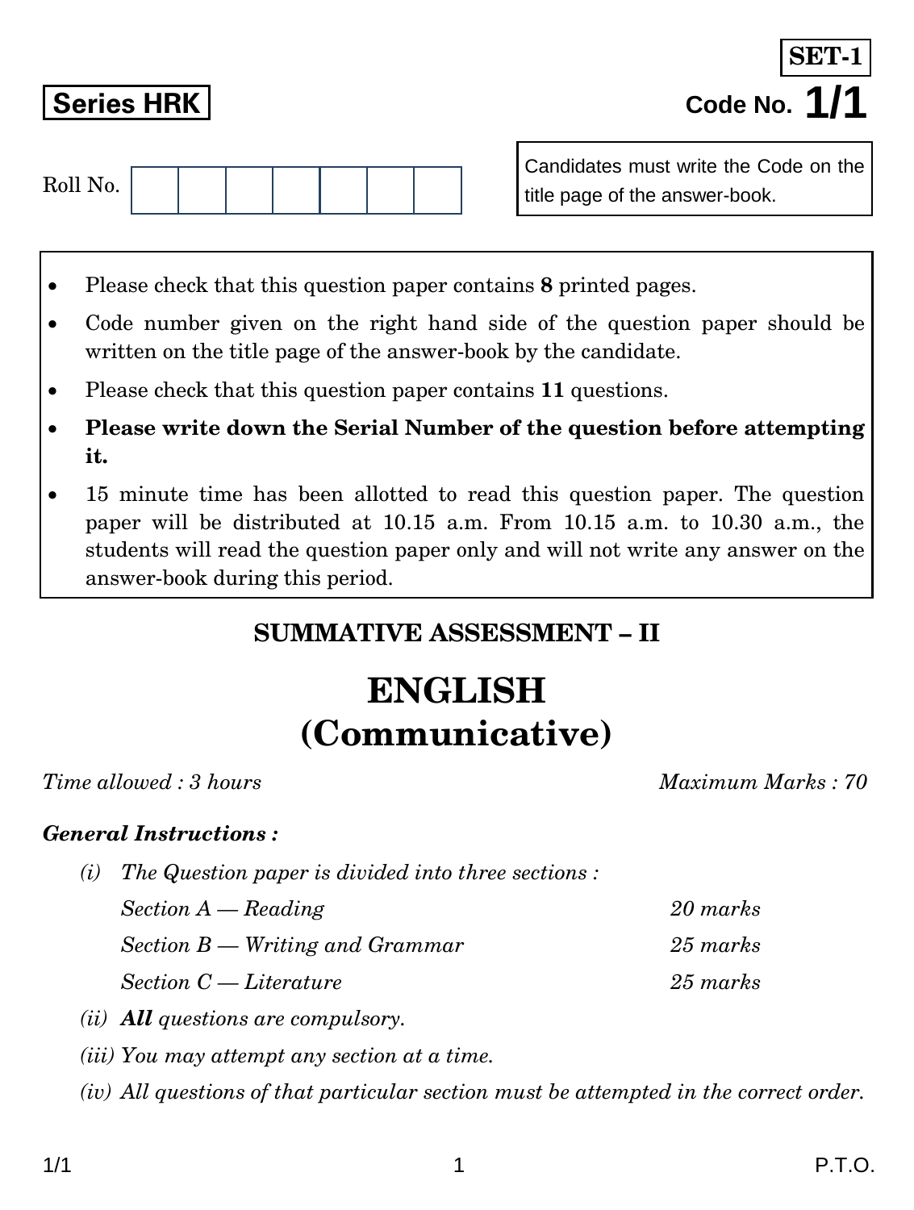**SET-1**

**Series HRK**

**Code No. 1/1**

Roll No. | | | | | | | |

Candidates must write the Code on the title page of the answer-book.

- Please check that this question paper contains **8** printed pages.
- Code number given on the right hand side of the question paper should be written on the title page of the answer-book by the candidate.
- Please check that this question paper contains **11** questions.
- **Please write down the Serial Number of the question before attempting it.**
- 15 minute time has been allotted to read this question paper. The question paper will be distributed at 10.15 a.m. From 10.15 a.m. to 10.30 a.m., the students will read the question paper only and will not write any answer on the answer-book during this period.

## SUMMATIVE ASSESSMENT – II

# ENGLISH
# (Communicative)

*Time allowed : 3 hours* — *Maximum Marks : 70*

***General Instructions :***

*(i) The Question paper is divided into three sections :*

| | |
|---|---|
| *Section A — Reading* | *20 marks* |
| *Section B — Writing and Grammar* | *25 marks* |
| *Section C — Literature* | *25 marks* |

*(ii)* ***All*** *questions are compulsory.*

*(iii) You may attempt any section at a time.*

*(iv) All questions of that particular section must be attempted in the correct order.*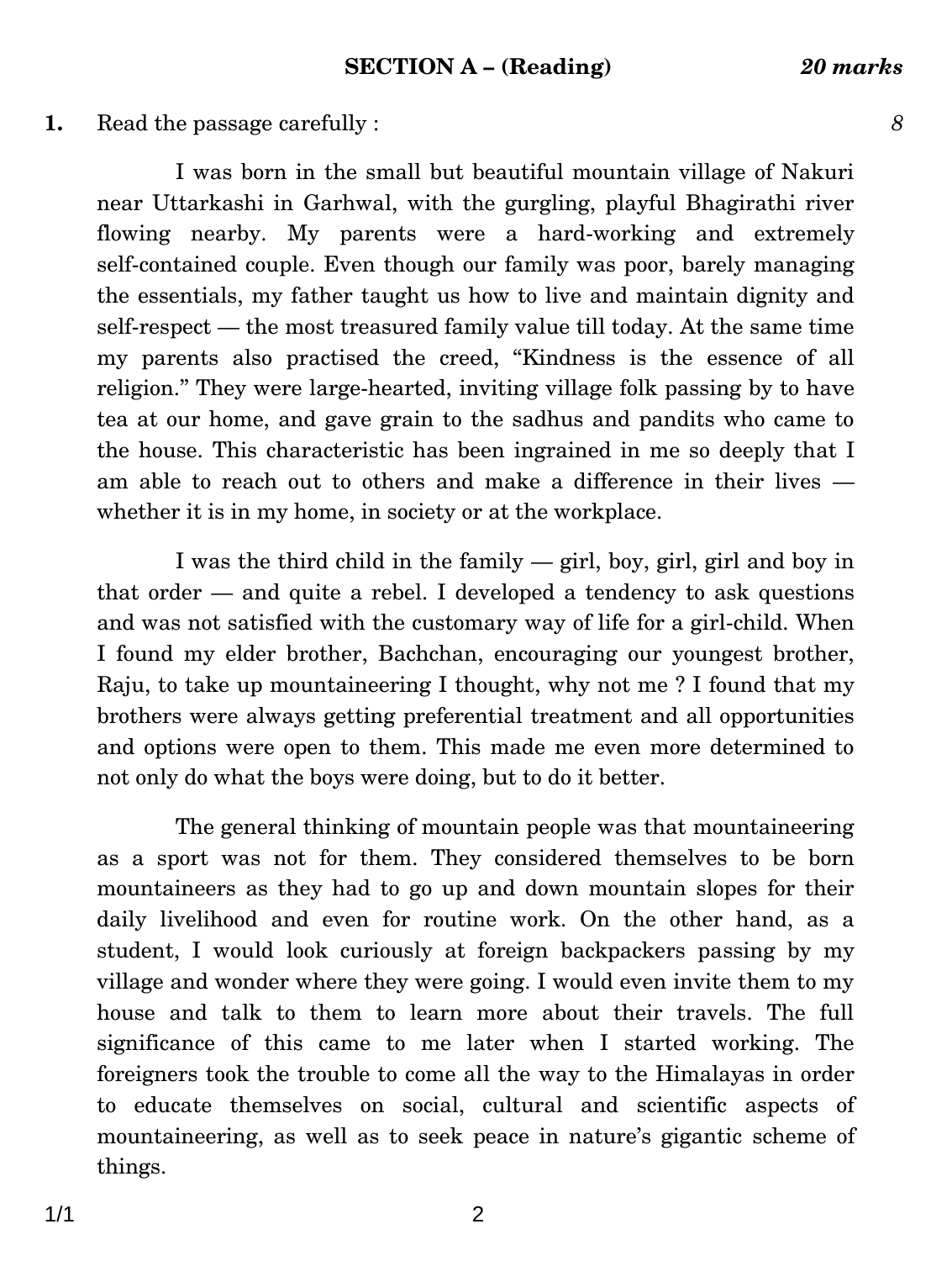## SECTION A – (Reading) *20 marks*

**1.** Read the passage carefully : *8*

I was born in the small but beautiful mountain village of Nakuri near Uttarkashi in Garhwal, with the gurgling, playful Bhagirathi river flowing nearby. My parents were a hard-working and extremely self-contained couple. Even though our family was poor, barely managing the essentials, my father taught us how to live and maintain dignity and self-respect — the most treasured family value till today. At the same time my parents also practised the creed, "Kindness is the essence of all religion." They were large-hearted, inviting village folk passing by to have tea at our home, and gave grain to the sadhus and pandits who came to the house. This characteristic has been ingrained in me so deeply that I am able to reach out to others and make a difference in their lives — whether it is in my home, in society or at the workplace.

I was the third child in the family — girl, boy, girl, girl and boy in that order — and quite a rebel. I developed a tendency to ask questions and was not satisfied with the customary way of life for a girl-child. When I found my elder brother, Bachchan, encouraging our youngest brother, Raju, to take up mountaineering I thought, why not me ? I found that my brothers were always getting preferential treatment and all opportunities and options were open to them. This made me even more determined to not only do what the boys were doing, but to do it better.

The general thinking of mountain people was that mountaineering as a sport was not for them. They considered themselves to be born mountaineers as they had to go up and down mountain slopes for their daily livelihood and even for routine work. On the other hand, as a student, I would look curiously at foreign backpackers passing by my village and wonder where they were going. I would even invite them to my house and talk to them to learn more about their travels. The full significance of this came to me later when I started working. The foreigners took the trouble to come all the way to the Himalayas in order to educate themselves on social, cultural and scientific aspects of mountaineering, as well as to seek peace in nature's gigantic scheme of things.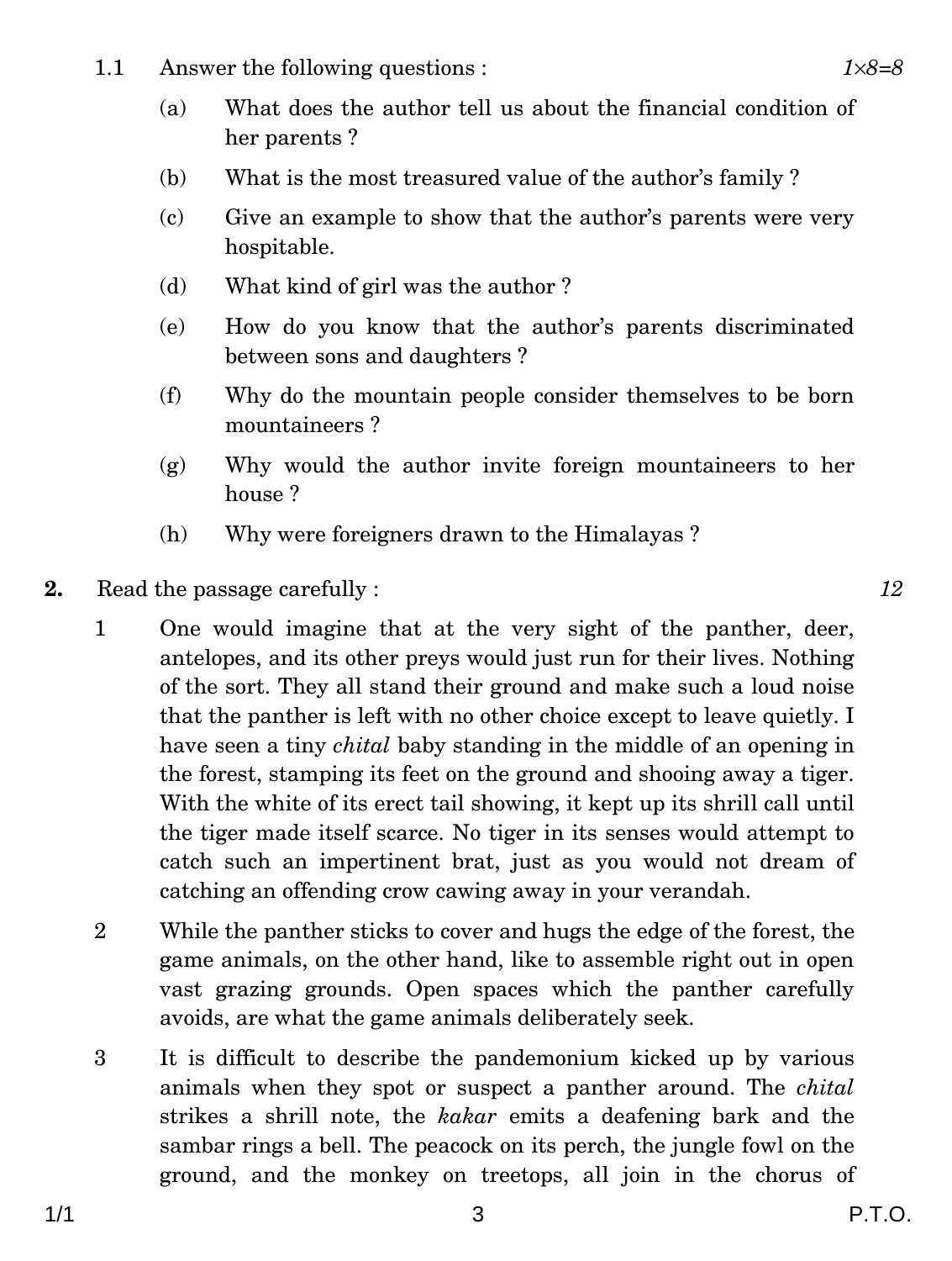1.1 Answer the following questions : *1×8=8*

(a) What does the author tell us about the financial condition of her parents ?

(b) What is the most treasured value of the author's family ?

(c) Give an example to show that the author's parents were very hospitable.

(d) What kind of girl was the author ?

(e) How do you know that the author's parents discriminated between sons and daughters ?

(f) Why do the mountain people consider themselves to be born mountaineers ?

(g) Why would the author invite foreign mountaineers to her house ?

(h) Why were foreigners drawn to the Himalayas ?

**2.** Read the passage carefully : *12*

1 One would imagine that at the very sight of the panther, deer, antelopes, and its other preys would just run for their lives. Nothing of the sort. They all stand their ground and make such a loud noise that the panther is left with no other choice except to leave quietly. I have seen a tiny *chital* baby standing in the middle of an opening in the forest, stamping its feet on the ground and shooing away a tiger. With the white of its erect tail showing, it kept up its shrill call until the tiger made itself scarce. No tiger in its senses would attempt to catch such an impertinent brat, just as you would not dream of catching an offending crow cawing away in your verandah.

2 While the panther sticks to cover and hugs the edge of the forest, the game animals, on the other hand, like to assemble right out in open vast grazing grounds. Open spaces which the panther carefully avoids, are what the game animals deliberately seek.

3 It is difficult to describe the pandemonium kicked up by various animals when they spot or suspect a panther around. The *chital* strikes a shrill note, the *kakar* emits a deafening bark and the sambar rings a bell. The peacock on its perch, the jungle fowl on the ground, and the monkey on treetops, all join in the chorus of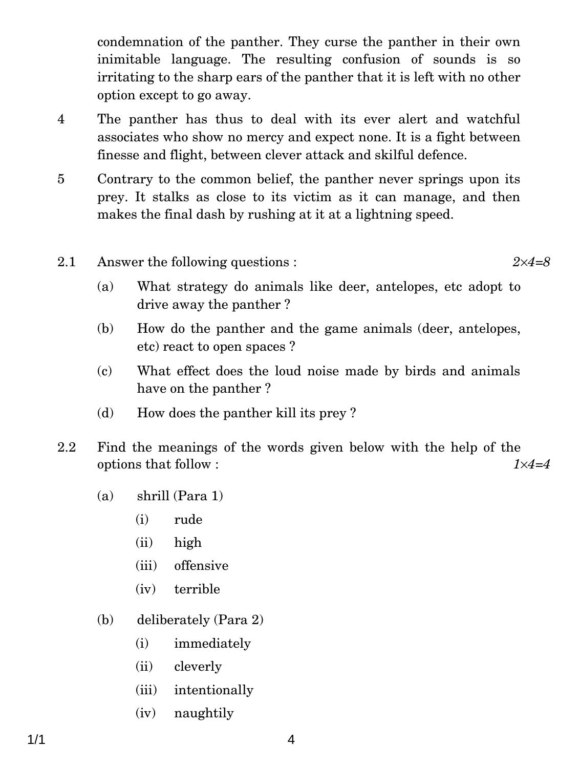condemnation of the panther. They curse the panther in their own inimitable language. The resulting confusion of sounds is so irritating to the sharp ears of the panther that it is left with no other option except to go away.

4 The panther has thus to deal with its ever alert and watchful associates who show no mercy and expect none. It is a fight between finesse and flight, between clever attack and skilful defence.

5 Contrary to the common belief, the panther never springs upon its prey. It stalks as close to its victim as it can manage, and then makes the final dash by rushing at it at a lightning speed.

2.1 Answer the following questions : *2×4=8*

(a) What strategy do animals like deer, antelopes, etc adopt to drive away the panther ?

(b) How do the panther and the game animals (deer, antelopes, etc) react to open spaces ?

(c) What effect does the loud noise made by birds and animals have on the panther ?

(d) How does the panther kill its prey ?

2.2 Find the meanings of the words given below with the help of the options that follow : *1×4=4*

(a) shrill (Para 1)

- (i) rude
- (ii) high
- (iii) offensive
- (iv) terrible

(b) deliberately (Para 2)

- (i) immediately
- (ii) cleverly
- (iii) intentionally
- (iv) naughtily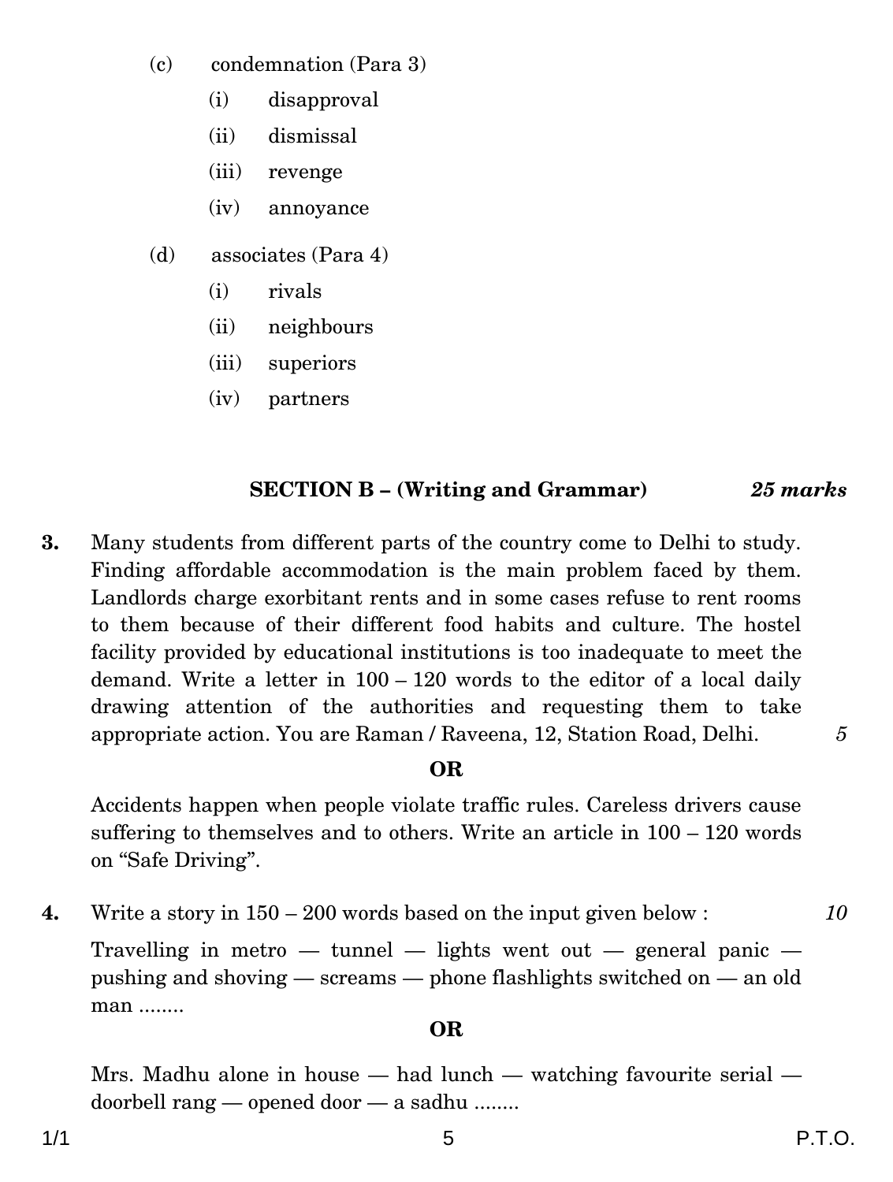(c) condemnation (Para 3)

   (i) disapproval

   (ii) dismissal

   (iii) revenge

   (iv) annoyance

(d) associates (Para 4)

   (i) rivals

   (ii) neighbours

   (iii) superiors

   (iv) partners

## SECTION B – (Writing and Grammar) *25 marks*

**3.** Many students from different parts of the country come to Delhi to study. Finding affordable accommodation is the main problem faced by them. Landlords charge exorbitant rents and in some cases refuse to rent rooms to them because of their different food habits and culture. The hostel facility provided by educational institutions is too inadequate to meet the demand. Write a letter in 100 – 120 words to the editor of a local daily drawing attention of the authorities and requesting them to take appropriate action. You are Raman / Raveena, 12, Station Road, Delhi. *5*

**OR**

Accidents happen when people violate traffic rules. Careless drivers cause suffering to themselves and to others. Write an article in 100 – 120 words on "Safe Driving".

**4.** Write a story in 150 – 200 words based on the input given below : *10*

Travelling in metro — tunnel — lights went out — general panic — pushing and shoving — screams — phone flashlights switched on — an old man ........

**OR**

Mrs. Madhu alone in house — had lunch — watching favourite serial — doorbell rang — opened door — a sadhu ........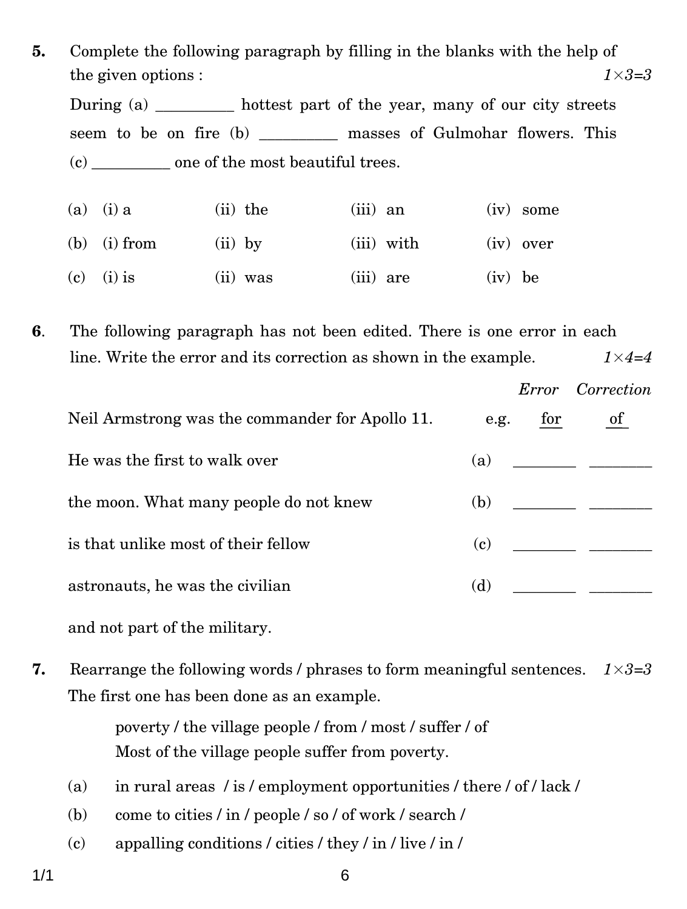5. Complete the following paragraph by filling in the blanks with the help of the given options : *1×3=3*

During (a) __________ hottest part of the year, many of our city streets seem to be on fire (b) __________ masses of Gulmohar flowers. This (c) __________ one of the most beautiful trees.

| | | | | |
|---|---|---|---|---|
| (a) | (i) a | (ii) the | (iii) an | (iv) some |
| (b) | (i) from | (ii) by | (iii) with | (iv) over |
| (c) | (i) is | (ii) was | (iii) are | (iv) be |

6. The following paragraph has not been edited. There is one error in each line. Write the error and its correction as shown in the example. *1×4=4*

| | | *Error* | *Correction* |
|---|---|---|---|
| Neil Armstrong was the commander for Apollo 11. | e.g. | for | of |
| He was the first to walk over | (a) | ________ | ________ |
| the moon. What many people do not knew | (b) | ________ | ________ |
| is that unlike most of their fellow | (c) | ________ | ________ |
| astronauts, he was the civilian | (d) | ________ | ________ |
| and not part of the military. | | | |

7. Rearrange the following words / phrases to form meaningful sentences. *1×3=3*
The first one has been done as an example.

poverty / the village people / from / most / suffer / of
Most of the village people suffer from poverty.

(a) in rural areas / is / employment opportunities / there / of / lack /

(b) come to cities / in / people / so / of work / search /

(c) appalling conditions / cities / they / in / live / in /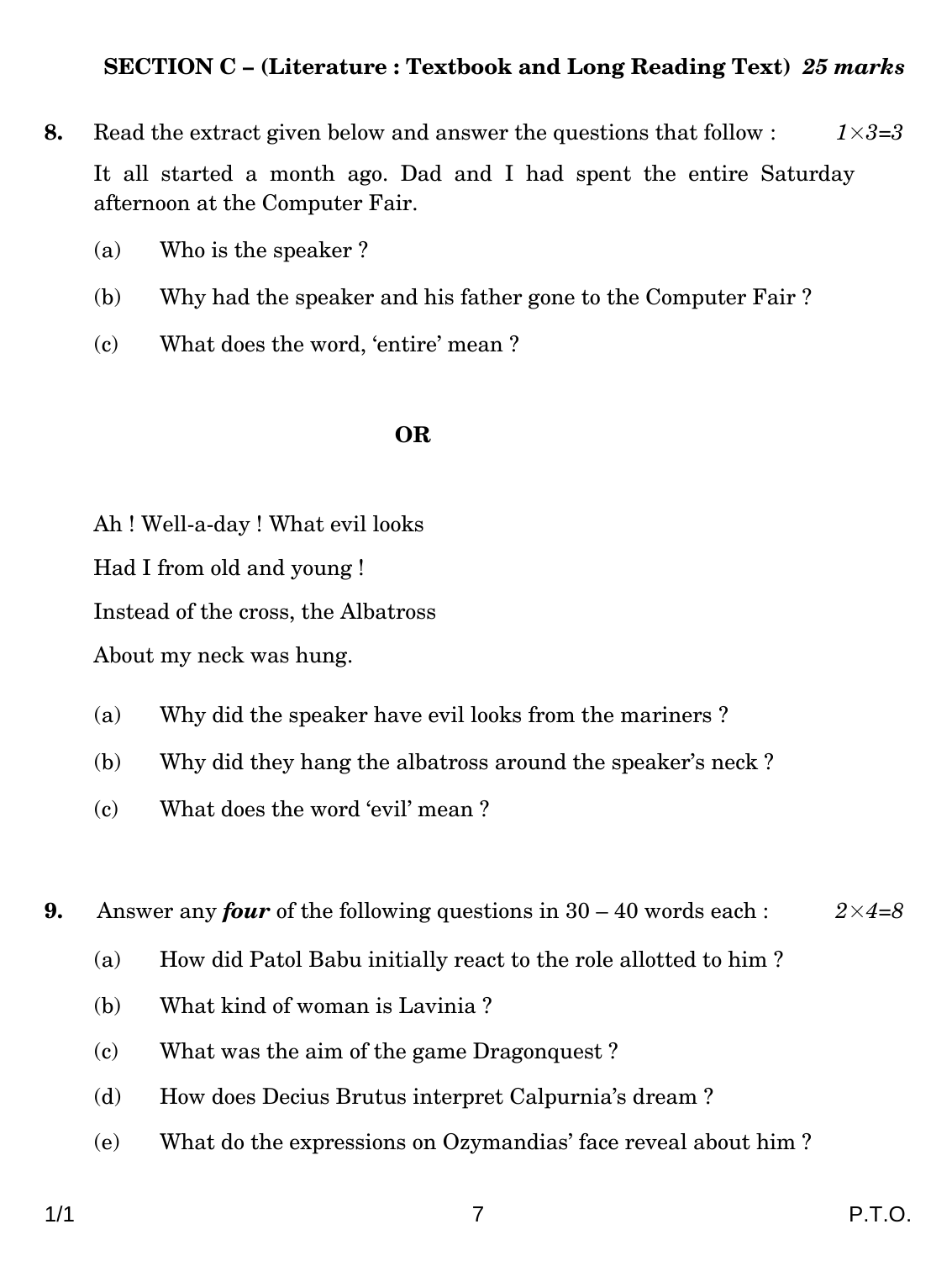## SECTION C – (Literature : Textbook and Long Reading Text) *25 marks*

**8.** Read the extract given below and answer the questions that follow : *1×3=3*

It all started a month ago. Dad and I had spent the entire Saturday afternoon at the Computer Fair.

(a) Who is the speaker ?

(b) Why had the speaker and his father gone to the Computer Fair ?

(c) What does the word, 'entire' mean ?

**OR**

Ah ! Well-a-day ! What evil looks

Had I from old and young !

Instead of the cross, the Albatross

About my neck was hung.

(a) Why did the speaker have evil looks from the mariners ?

(b) Why did they hang the albatross around the speaker's neck ?

(c) What does the word 'evil' mean ?

**9.** Answer any ***four*** of the following questions in 30 – 40 words each : *2×4=8*

(a) How did Patol Babu initially react to the role allotted to him ?

(b) What kind of woman is Lavinia ?

(c) What was the aim of the game Dragonquest ?

(d) How does Decius Brutus interpret Calpurnia's dream ?

(e) What do the expressions on Ozymandias' face reveal about him ?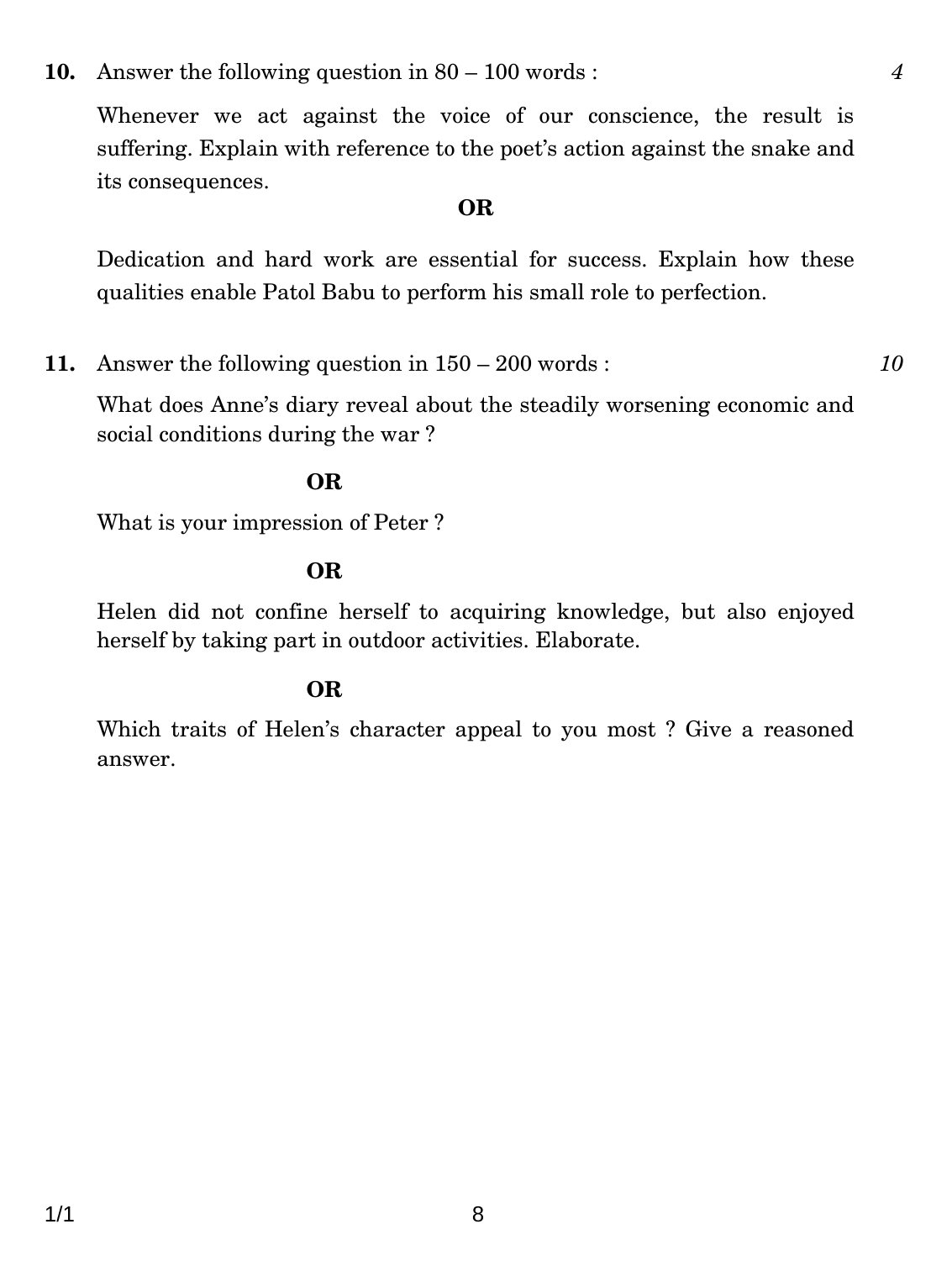**10.** Answer the following question in 80 – 100 words : *4*

Whenever we act against the voice of our conscience, the result is suffering. Explain with reference to the poet's action against the snake and its consequences.

**OR**

Dedication and hard work are essential for success. Explain how these qualities enable Patol Babu to perform his small role to perfection.

**11.** Answer the following question in 150 – 200 words : *10*

What does Anne's diary reveal about the steadily worsening economic and social conditions during the war ?

**OR**

What is your impression of Peter ?

**OR**

Helen did not confine herself to acquiring knowledge, but also enjoyed herself by taking part in outdoor activities. Elaborate.

**OR**

Which traits of Helen's character appeal to you most ? Give a reasoned answer.